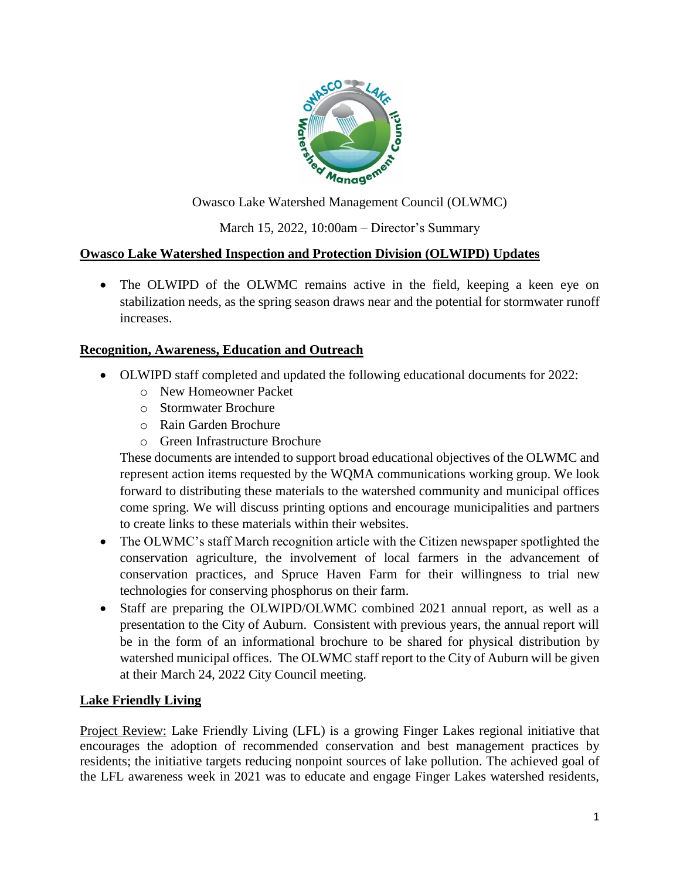Owasco Lake Watershed Management Council (OLWMC)

March 15, 2022, 10:00am – Director's Summary

## Owasco Lake Watershed Inspection and Protection Division (OLWIPD) Updates

- The OLWIPD of the OLWMC remains active in the field, keeping a keen eye on stabilization needs, as the spring season draws near and the potential for stormwater runoff increases.

## Recognition, Awareness, Education and Outreach

- OLWIPD staff completed and updated the following educational documents for 2022:
  - New Homeowner Packet
  - Stormwater Brochure
  - Rain Garden Brochure
  - Green Infrastructure Brochure

  These documents are intended to support broad educational objectives of the OLWMC and represent action items requested by the WQMA communications working group. We look forward to distributing these materials to the watershed community and municipal offices come spring. We will discuss printing options and encourage municipalities and partners to create links to these materials within their websites.
- The OLWMC's staff March recognition article with the Citizen newspaper spotlighted the conservation agriculture, the involvement of local farmers in the advancement of conservation practices, and Spruce Haven Farm for their willingness to trial new technologies for conserving phosphorus on their farm.
- Staff are preparing the OLWIPD/OLWMC combined 2021 annual report, as well as a presentation to the City of Auburn. Consistent with previous years, the annual report will be in the form of an informational brochure to be shared for physical distribution by watershed municipal offices. The OLWMC staff report to the City of Auburn will be given at their March 24, 2022 City Council meeting.

## Lake Friendly Living

Project Review: Lake Friendly Living (LFL) is a growing Finger Lakes regional initiative that encourages the adoption of recommended conservation and best management practices by residents; the initiative targets reducing nonpoint sources of lake pollution. The achieved goal of the LFL awareness week in 2021 was to educate and engage Finger Lakes watershed residents,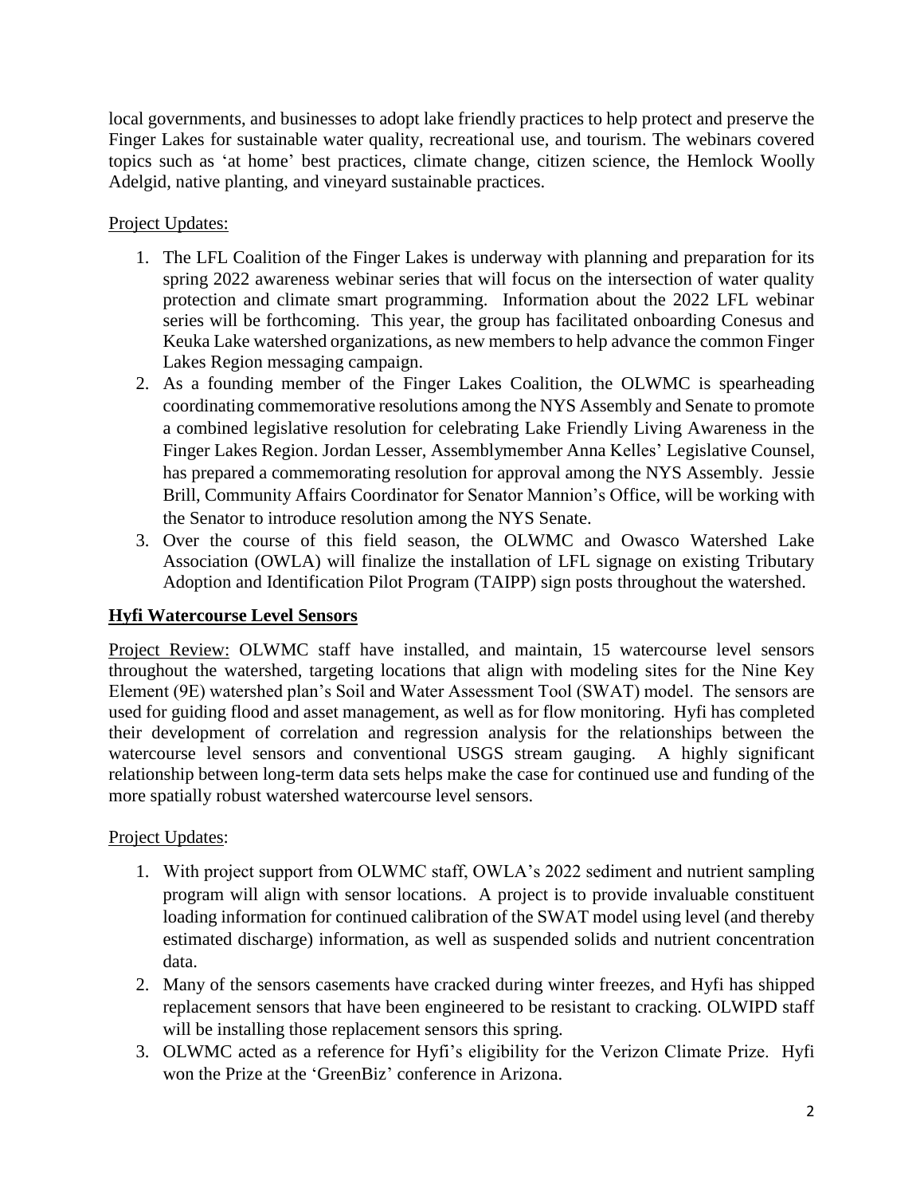local governments, and businesses to adopt lake friendly practices to help protect and preserve the Finger Lakes for sustainable water quality, recreational use, and tourism. The webinars covered topics such as 'at home' best practices, climate change, citizen science, the Hemlock Woolly Adelgid, native planting, and vineyard sustainable practices.

Project Updates:

1. The LFL Coalition of the Finger Lakes is underway with planning and preparation for its spring 2022 awareness webinar series that will focus on the intersection of water quality protection and climate smart programming. Information about the 2022 LFL webinar series will be forthcoming. This year, the group has facilitated onboarding Conesus and Keuka Lake watershed organizations, as new members to help advance the common Finger Lakes Region messaging campaign.
2. As a founding member of the Finger Lakes Coalition, the OLWMC is spearheading coordinating commemorative resolutions among the NYS Assembly and Senate to promote a combined legislative resolution for celebrating Lake Friendly Living Awareness in the Finger Lakes Region. Jordan Lesser, Assemblymember Anna Kelles' Legislative Counsel, has prepared a commemorating resolution for approval among the NYS Assembly. Jessie Brill, Community Affairs Coordinator for Senator Mannion's Office, will be working with the Senator to introduce resolution among the NYS Senate.
3. Over the course of this field season, the OLWMC and Owasco Watershed Lake Association (OWLA) will finalize the installation of LFL signage on existing Tributary Adoption and Identification Pilot Program (TAIPP) sign posts throughout the watershed.

## Hyfi Watercourse Level Sensors

Project Review: OLWMC staff have installed, and maintain, 15 watercourse level sensors throughout the watershed, targeting locations that align with modeling sites for the Nine Key Element (9E) watershed plan's Soil and Water Assessment Tool (SWAT) model. The sensors are used for guiding flood and asset management, as well as for flow monitoring. Hyfi has completed their development of correlation and regression analysis for the relationships between the watercourse level sensors and conventional USGS stream gauging. A highly significant relationship between long-term data sets helps make the case for continued use and funding of the more spatially robust watershed watercourse level sensors.

Project Updates:

1. With project support from OLWMC staff, OWLA's 2022 sediment and nutrient sampling program will align with sensor locations. A project is to provide invaluable constituent loading information for continued calibration of the SWAT model using level (and thereby estimated discharge) information, as well as suspended solids and nutrient concentration data.
2. Many of the sensors casements have cracked during winter freezes, and Hyfi has shipped replacement sensors that have been engineered to be resistant to cracking. OLWIPD staff will be installing those replacement sensors this spring.
3. OLWMC acted as a reference for Hyfi's eligibility for the Verizon Climate Prize. Hyfi won the Prize at the 'GreenBiz' conference in Arizona.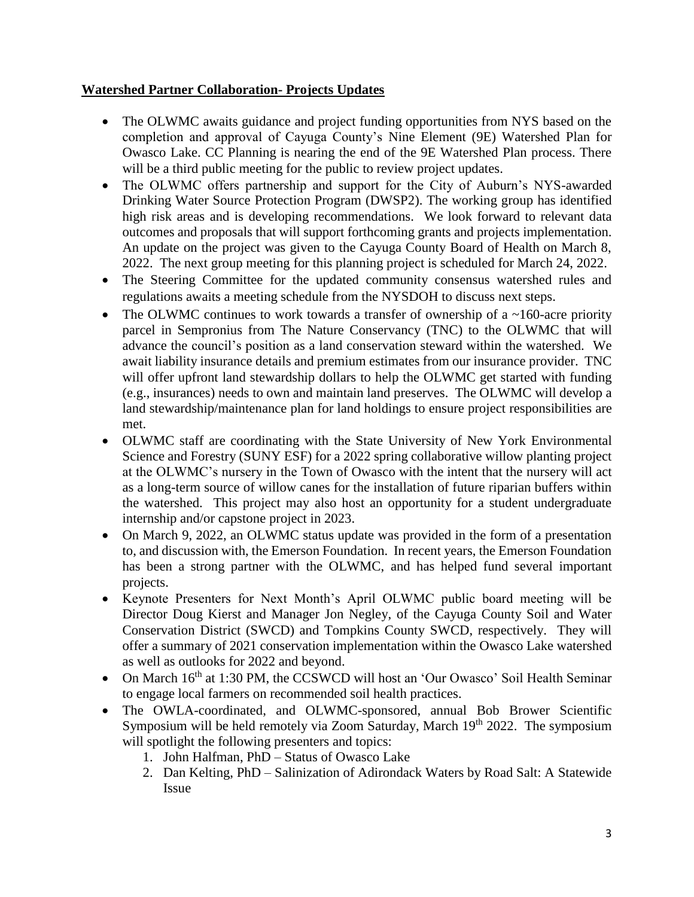**Watershed Partner Collaboration- Projects Updates**

- The OLWMC awaits guidance and project funding opportunities from NYS based on the completion and approval of Cayuga County's Nine Element (9E) Watershed Plan for Owasco Lake. CC Planning is nearing the end of the 9E Watershed Plan process. There will be a third public meeting for the public to review project updates.
- The OLWMC offers partnership and support for the City of Auburn's NYS-awarded Drinking Water Source Protection Program (DWSP2). The working group has identified high risk areas and is developing recommendations. We look forward to relevant data outcomes and proposals that will support forthcoming grants and projects implementation. An update on the project was given to the Cayuga County Board of Health on March 8, 2022. The next group meeting for this planning project is scheduled for March 24, 2022.
- The Steering Committee for the updated community consensus watershed rules and regulations awaits a meeting schedule from the NYSDOH to discuss next steps.
- The OLWMC continues to work towards a transfer of ownership of a ~160-acre priority parcel in Sempronius from The Nature Conservancy (TNC) to the OLWMC that will advance the council's position as a land conservation steward within the watershed. We await liability insurance details and premium estimates from our insurance provider. TNC will offer upfront land stewardship dollars to help the OLWMC get started with funding (e.g., insurances) needs to own and maintain land preserves. The OLWMC will develop a land stewardship/maintenance plan for land holdings to ensure project responsibilities are met.
- OLWMC staff are coordinating with the State University of New York Environmental Science and Forestry (SUNY ESF) for a 2022 spring collaborative willow planting project at the OLWMC's nursery in the Town of Owasco with the intent that the nursery will act as a long-term source of willow canes for the installation of future riparian buffers within the watershed. This project may also host an opportunity for a student undergraduate internship and/or capstone project in 2023.
- On March 9, 2022, an OLWMC status update was provided in the form of a presentation to, and discussion with, the Emerson Foundation. In recent years, the Emerson Foundation has been a strong partner with the OLWMC, and has helped fund several important projects.
- Keynote Presenters for Next Month's April OLWMC public board meeting will be Director Doug Kierst and Manager Jon Negley, of the Cayuga County Soil and Water Conservation District (SWCD) and Tompkins County SWCD, respectively. They will offer a summary of 2021 conservation implementation within the Owasco Lake watershed as well as outlooks for 2022 and beyond.
- On March 16th at 1:30 PM, the CCSWCD will host an 'Our Owasco' Soil Health Seminar to engage local farmers on recommended soil health practices.
- The OWLA-coordinated, and OLWMC-sponsored, annual Bob Brower Scientific Symposium will be held remotely via Zoom Saturday, March 19th 2022. The symposium will spotlight the following presenters and topics:
    1. John Halfman, PhD – Status of Owasco Lake
    2. Dan Kelting, PhD – Salinization of Adirondack Waters by Road Salt: A Statewide Issue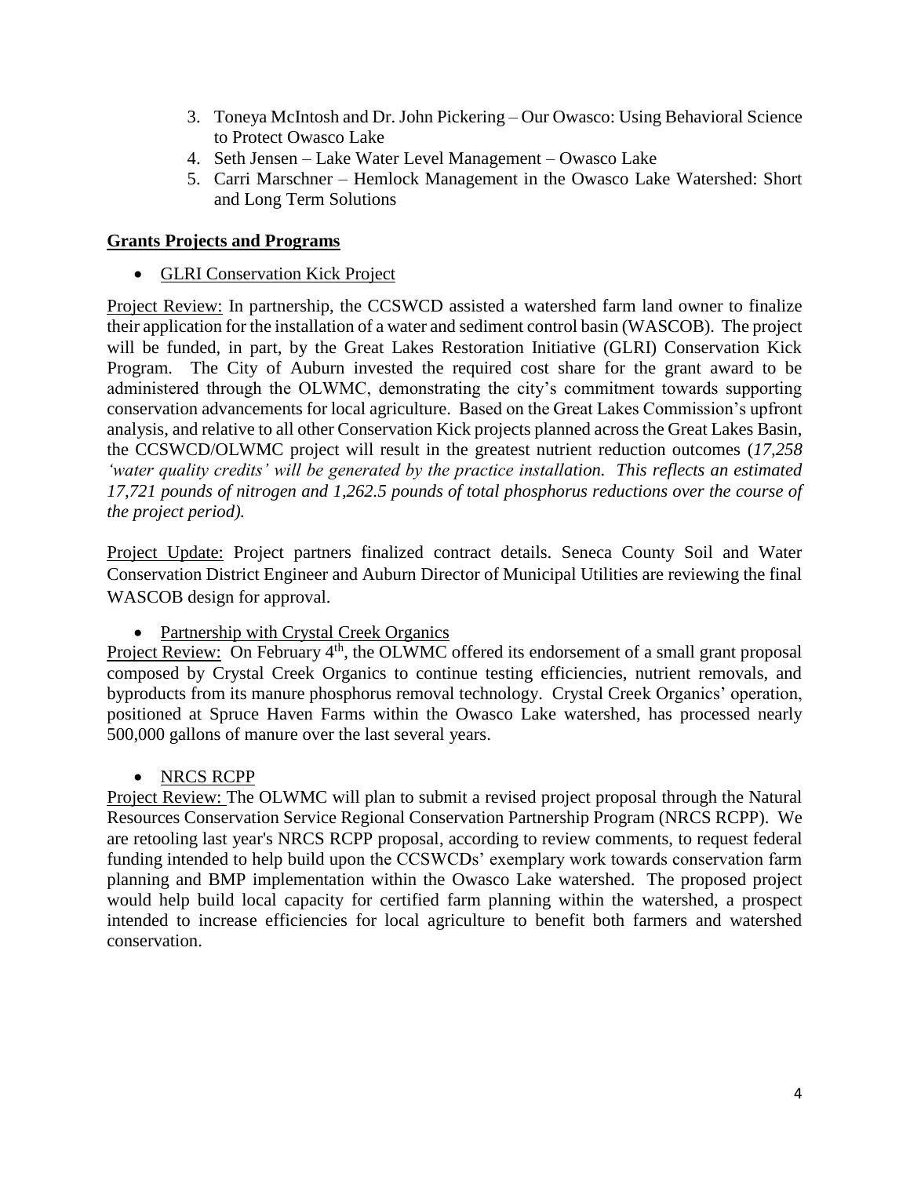3. Toneya McIntosh and Dr. John Pickering – Our Owasco: Using Behavioral Science to Protect Owasco Lake
4. Seth Jensen – Lake Water Level Management – Owasco Lake
5. Carri Marschner – Hemlock Management in the Owasco Lake Watershed: Short and Long Term Solutions

## Grants Projects and Programs

- GLRI Conservation Kick Project

Project Review: In partnership, the CCSWCD assisted a watershed farm land owner to finalize their application for the installation of a water and sediment control basin (WASCOB). The project will be funded, in part, by the Great Lakes Restoration Initiative (GLRI) Conservation Kick Program. The City of Auburn invested the required cost share for the grant award to be administered through the OLWMC, demonstrating the city's commitment towards supporting conservation advancements for local agriculture. Based on the Great Lakes Commission's upfront analysis, and relative to all other Conservation Kick projects planned across the Great Lakes Basin, the CCSWCD/OLWMC project will result in the greatest nutrient reduction outcomes (*17,258 'water quality credits' will be generated by the practice installation. This reflects an estimated 17,721 pounds of nitrogen and 1,262.5 pounds of total phosphorus reductions over the course of the project period).*

Project Update: Project partners finalized contract details. Seneca County Soil and Water Conservation District Engineer and Auburn Director of Municipal Utilities are reviewing the final WASCOB design for approval.

- Partnership with Crystal Creek Organics

Project Review: On February 4th, the OLWMC offered its endorsement of a small grant proposal composed by Crystal Creek Organics to continue testing efficiencies, nutrient removals, and byproducts from its manure phosphorus removal technology. Crystal Creek Organics' operation, positioned at Spruce Haven Farms within the Owasco Lake watershed, has processed nearly 500,000 gallons of manure over the last several years.

- NRCS RCPP

Project Review: The OLWMC will plan to submit a revised project proposal through the Natural Resources Conservation Service Regional Conservation Partnership Program (NRCS RCPP). We are retooling last year's NRCS RCPP proposal, according to review comments, to request federal funding intended to help build upon the CCSWCDs' exemplary work towards conservation farm planning and BMP implementation within the Owasco Lake watershed. The proposed project would help build local capacity for certified farm planning within the watershed, a prospect intended to increase efficiencies for local agriculture to benefit both farmers and watershed conservation.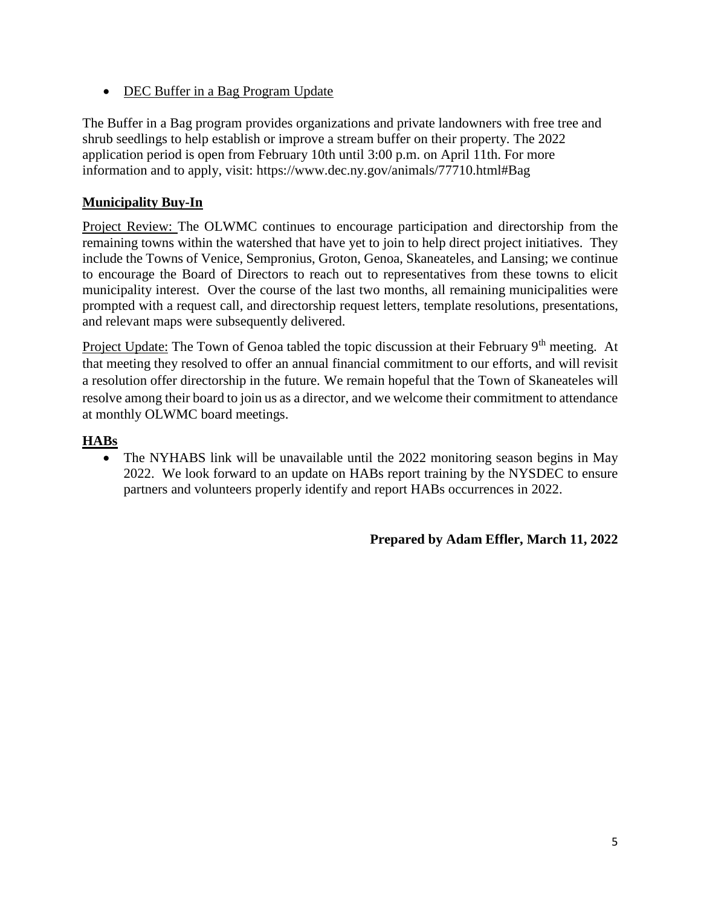- DEC Buffer in a Bag Program Update

The Buffer in a Bag program provides organizations and private landowners with free tree and shrub seedlings to help establish or improve a stream buffer on their property. The 2022 application period is open from February 10th until 3:00 p.m. on April 11th. For more information and to apply, visit: https://www.dec.ny.gov/animals/77710.html#Bag

## Municipality Buy-In

Project Review: The OLWMC continues to encourage participation and directorship from the remaining towns within the watershed that have yet to join to help direct project initiatives. They include the Towns of Venice, Sempronius, Groton, Genoa, Skaneateles, and Lansing; we continue to encourage the Board of Directors to reach out to representatives from these towns to elicit municipality interest. Over the course of the last two months, all remaining municipalities were prompted with a request call, and directorship request letters, template resolutions, presentations, and relevant maps were subsequently delivered.

Project Update: The Town of Genoa tabled the topic discussion at their February 9th meeting. At that meeting they resolved to offer an annual financial commitment to our efforts, and will revisit a resolution offer directorship in the future. We remain hopeful that the Town of Skaneateles will resolve among their board to join us as a director, and we welcome their commitment to attendance at monthly OLWMC board meetings.

## HABs

- The NYHABS link will be unavailable until the 2022 monitoring season begins in May 2022. We look forward to an update on HABs report training by the NYSDEC to ensure partners and volunteers properly identify and report HABs occurrences in 2022.

**Prepared by Adam Effler, March 11, 2022**